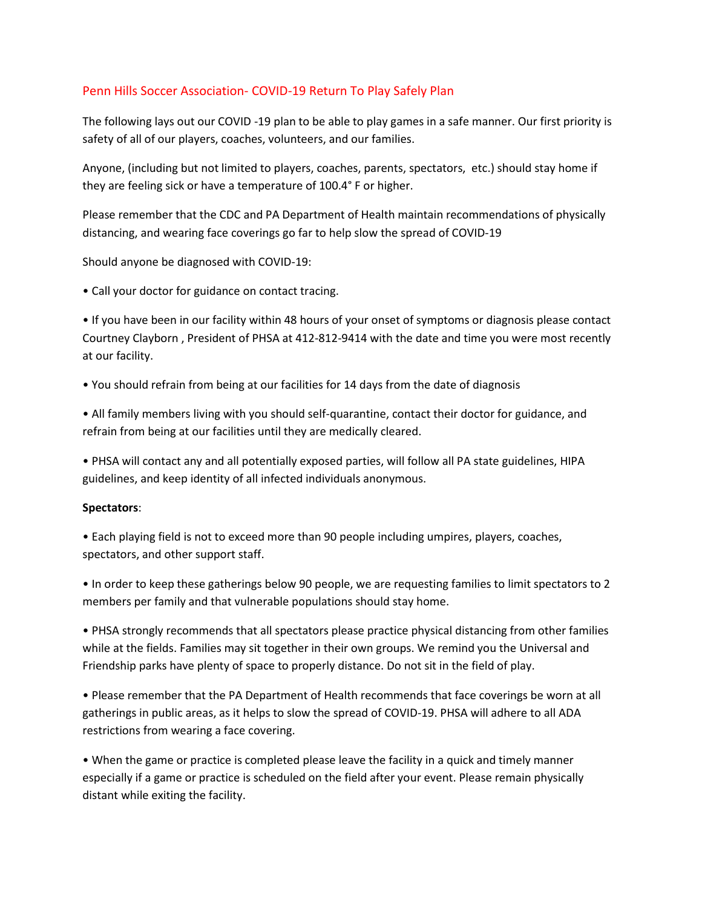## Penn Hills Soccer Association- COVID-19 Return To Play Safely Plan

The following lays out our COVID -19 plan to be able to play games in a safe manner. Our first priority is safety of all of our players, coaches, volunteers, and our families.

Anyone, (including but not limited to players, coaches, parents, spectators, etc.) should stay home if they are feeling sick or have a temperature of 100.4° F or higher.

Please remember that the CDC and PA Department of Health maintain recommendations of physically distancing, and wearing face coverings go far to help slow the spread of COVID-19

Should anyone be diagnosed with COVID-19:

- Call your doctor for guidance on contact tracing.
- If you have been in our facility within 48 hours of your onset of symptoms or diagnosis please contact Courtney Clayborn , President of PHSA at 412-812-9414 with the date and time you were most recently at our facility.
- You should refrain from being at our facilities for 14 days from the date of diagnosis
- All family members living with you should self-quarantine, contact their doctor for guidance, and refrain from being at our facilities until they are medically cleared.
- PHSA will contact any and all potentially exposed parties, will follow all PA state guidelines, HIPA guidelines, and keep identity of all infected individuals anonymous.

**Spectators**:

- Each playing field is not to exceed more than 90 people including umpires, players, coaches, spectators, and other support staff.
- In order to keep these gatherings below 90 people, we are requesting families to limit spectators to 2 members per family and that vulnerable populations should stay home.
- PHSA strongly recommends that all spectators please practice physical distancing from other families while at the fields. Families may sit together in their own groups. We remind you the Universal and Friendship parks have plenty of space to properly distance. Do not sit in the field of play.
- Please remember that the PA Department of Health recommends that face coverings be worn at all gatherings in public areas, as it helps to slow the spread of COVID-19. PHSA will adhere to all ADA restrictions from wearing a face covering.
- When the game or practice is completed please leave the facility in a quick and timely manner especially if a game or practice is scheduled on the field after your event. Please remain physically distant while exiting the facility.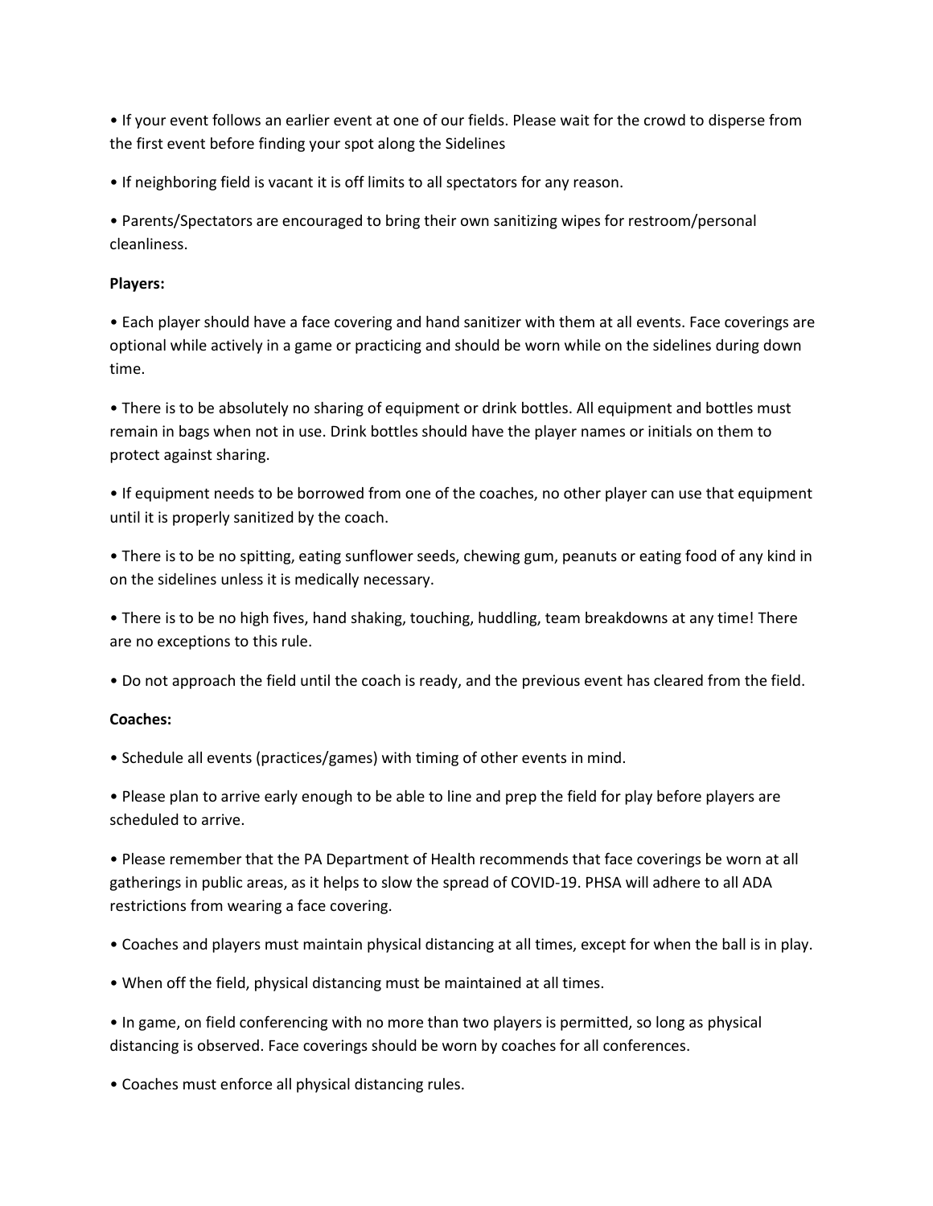- If your event follows an earlier event at one of our fields. Please wait for the crowd to disperse from the first event before finding your spot along the Sidelines

- If neighboring field is vacant it is off limits to all spectators for any reason.

- Parents/Spectators are encouraged to bring their own sanitizing wipes for restroom/personal cleanliness.

**Players:**

- Each player should have a face covering and hand sanitizer with them at all events. Face coverings are optional while actively in a game or practicing and should be worn while on the sidelines during down time.

- There is to be absolutely no sharing of equipment or drink bottles. All equipment and bottles must remain in bags when not in use. Drink bottles should have the player names or initials on them to protect against sharing.

- If equipment needs to be borrowed from one of the coaches, no other player can use that equipment until it is properly sanitized by the coach.

- There is to be no spitting, eating sunflower seeds, chewing gum, peanuts or eating food of any kind in on the sidelines unless it is medically necessary.

- There is to be no high fives, hand shaking, touching, huddling, team breakdowns at any time! There are no exceptions to this rule.

- Do not approach the field until the coach is ready, and the previous event has cleared from the field.

**Coaches:**

- Schedule all events (practices/games) with timing of other events in mind.

- Please plan to arrive early enough to be able to line and prep the field for play before players are scheduled to arrive.

- Please remember that the PA Department of Health recommends that face coverings be worn at all gatherings in public areas, as it helps to slow the spread of COVID-19. PHSA will adhere to all ADA restrictions from wearing a face covering.

- Coaches and players must maintain physical distancing at all times, except for when the ball is in play.

- When off the field, physical distancing must be maintained at all times.

- In game, on field conferencing with no more than two players is permitted, so long as physical distancing is observed. Face coverings should be worn by coaches for all conferences.

- Coaches must enforce all physical distancing rules.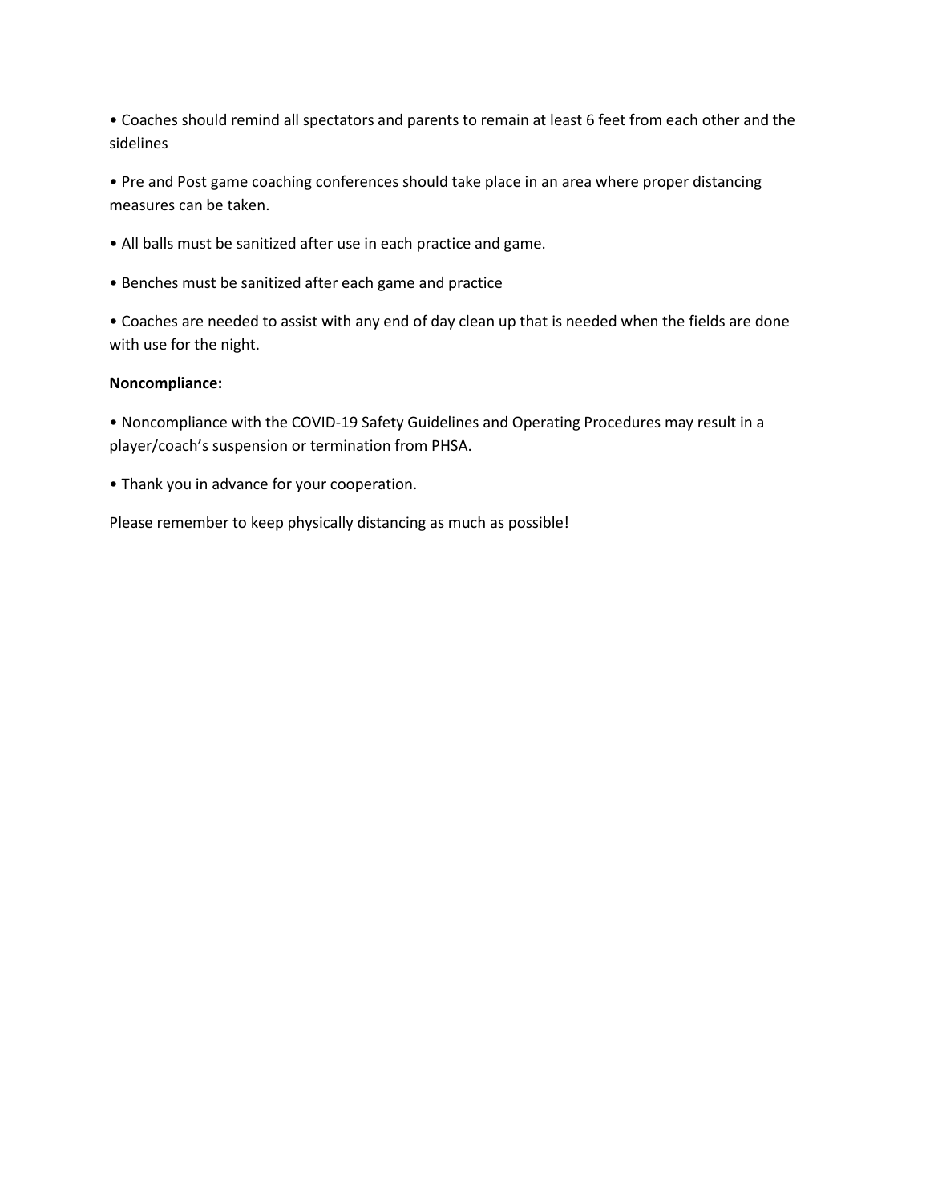- Coaches should remind all spectators and parents to remain at least 6 feet from each other and the sidelines
- Pre and Post game coaching conferences should take place in an area where proper distancing measures can be taken.
- All balls must be sanitized after use in each practice and game.
- Benches must be sanitized after each game and practice
- Coaches are needed to assist with any end of day clean up that is needed when the fields are done with use for the night.

**Noncompliance:**

- Noncompliance with the COVID-19 Safety Guidelines and Operating Procedures may result in a player/coach's suspension or termination from PHSA.
- Thank you in advance for your cooperation.

Please remember to keep physically distancing as much as possible!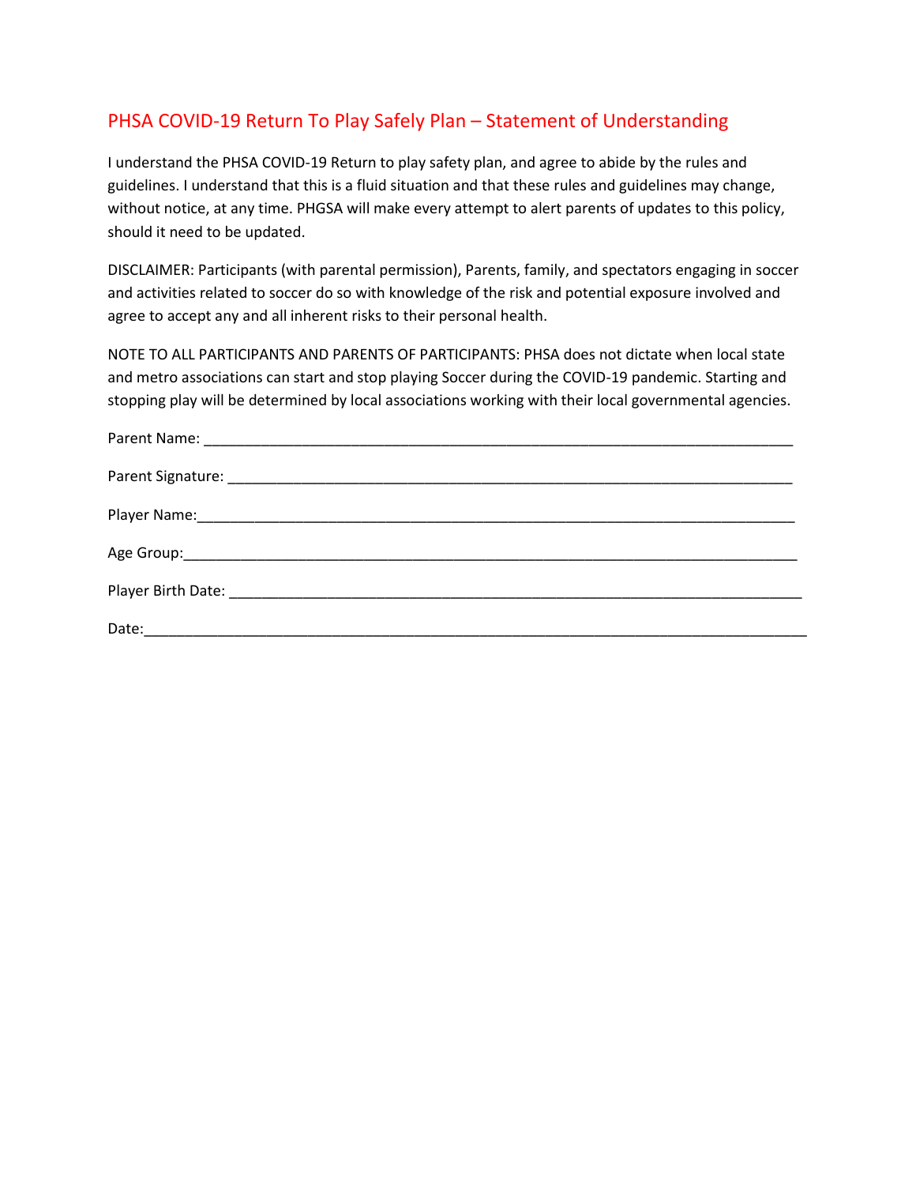## PHSA COVID-19 Return To Play Safely Plan – Statement of Understanding

I understand the PHSA COVID-19 Return to play safety plan, and agree to abide by the rules and guidelines. I understand that this is a fluid situation and that these rules and guidelines may change, without notice, at any time. PHGSA will make every attempt to alert parents of updates to this policy, should it need to be updated.

DISCLAIMER: Participants (with parental permission), Parents, family, and spectators engaging in soccer and activities related to soccer do so with knowledge of the risk and potential exposure involved and agree to accept any and all inherent risks to their personal health.

NOTE TO ALL PARTICIPANTS AND PARENTS OF PARTICIPANTS: PHSA does not dictate when local state and metro associations can start and stop playing Soccer during the COVID-19 pandemic. Starting and stopping play will be determined by local associations working with their local governmental agencies.

Parent Name: ___________________________________________________________________________

Parent Signature: ________________________________________________________________________

Player Name:_____________________________________________________________________________

Age Group:_______________________________________________________________________________

Player Birth Date: _________________________________________________________________________

Date:____________________________________________________________________________________